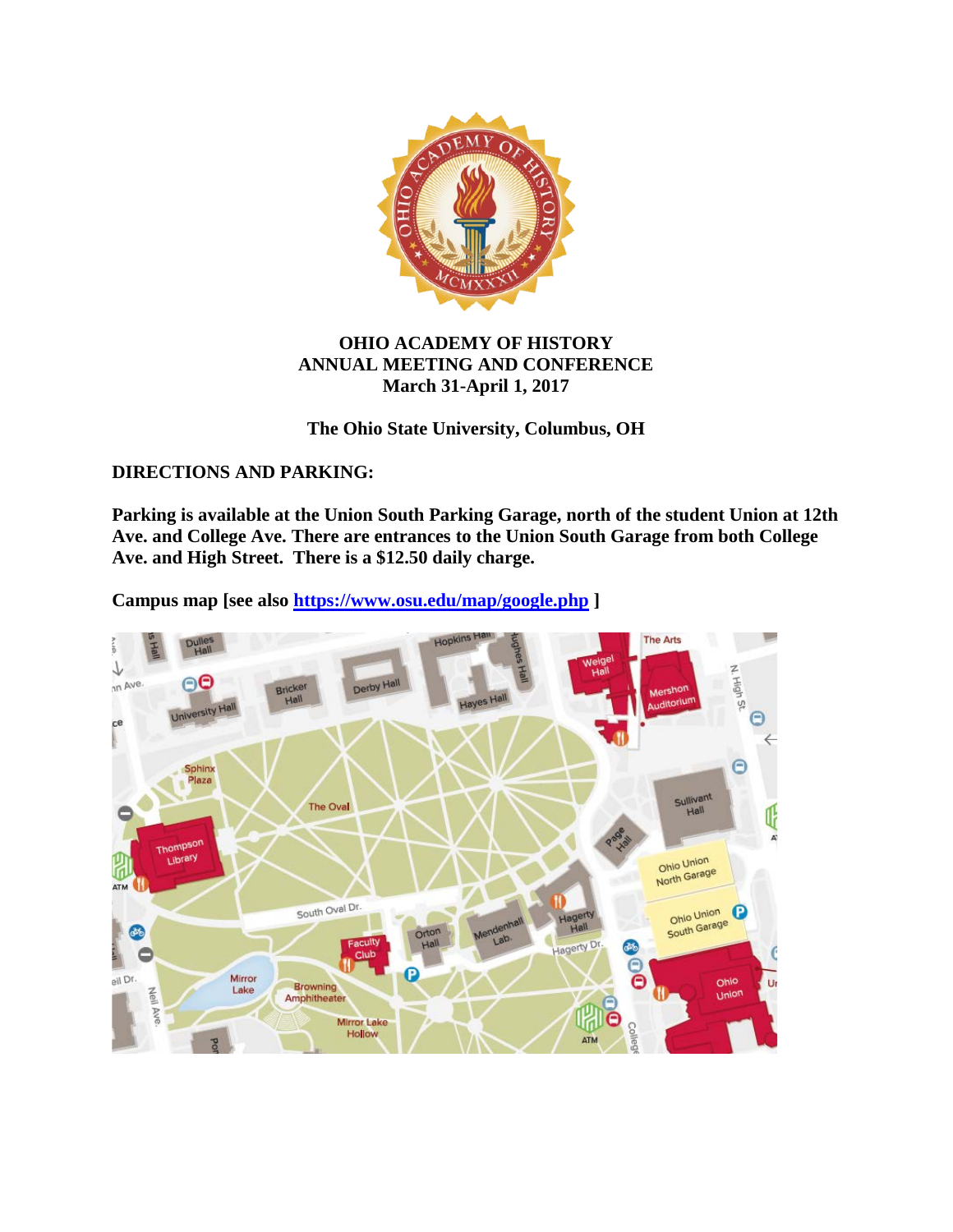# OHIO ACADEMY OF HISTORY
## ANNUAL MEETING AND CONFERENCE
## March 31-April 1, 2017

**The Ohio State University, Columbus, OH**

**DIRECTIONS AND PARKING:**

**Parking is available at the Union South Parking Garage, north of the student Union at 12th Ave. and College Ave. There are entrances to the Union South Garage from both College Ave. and High Street. There is a $12.50 daily charge.**

**Campus map [see also [https://www.osu.edu/map/google.php](https://www.osu.edu/map/google.php) ]**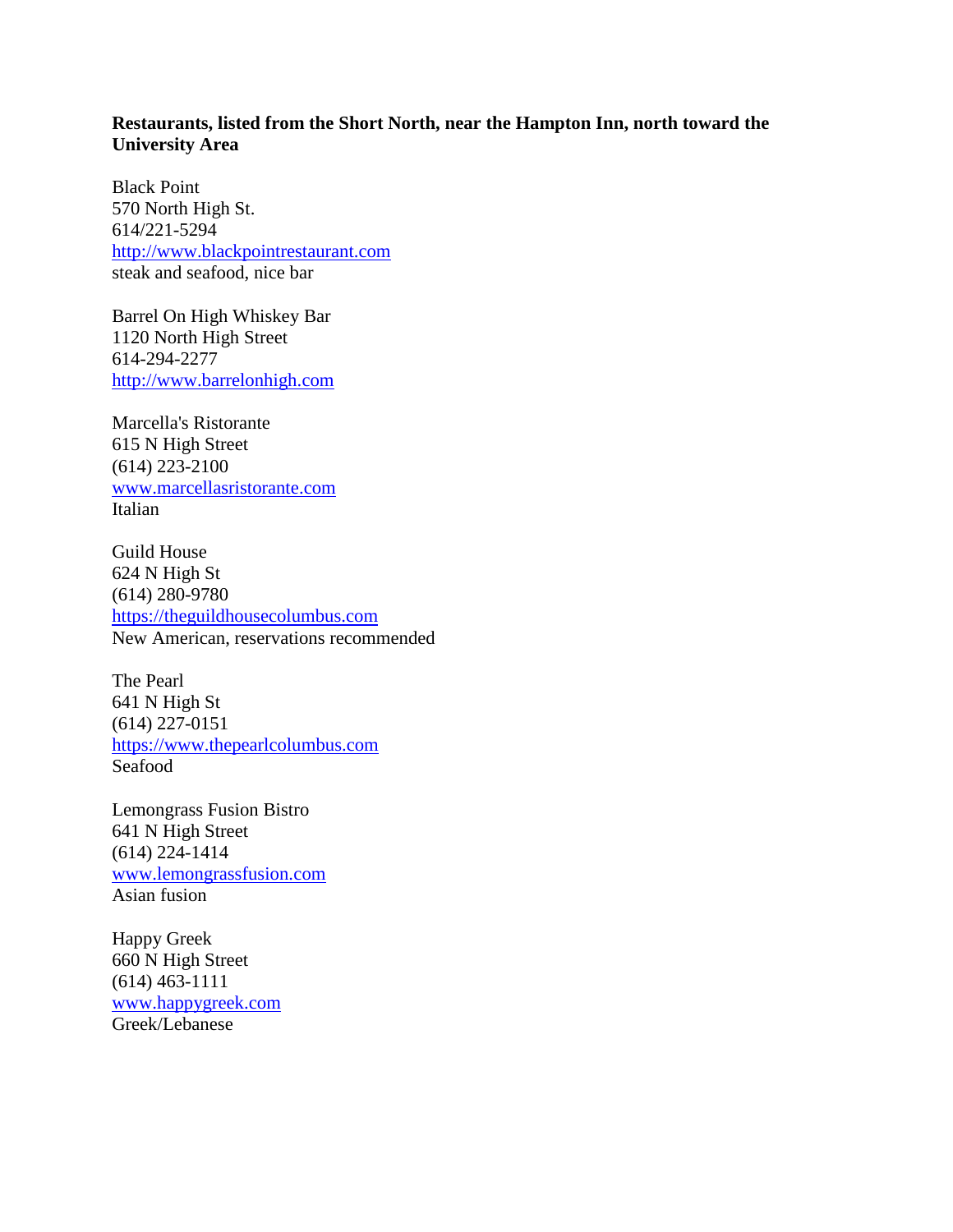**Restaurants, listed from the Short North, near the Hampton Inn, north toward the University Area**

Black Point
570 North High St.
614/221-5294
http://www.blackpointrestaurant.com
steak and seafood, nice bar

Barrel On High Whiskey Bar
1120 North High Street
614-294-2277
http://www.barrelonhigh.com

Marcella's Ristorante
615 N High Street
(614) 223-2100
www.marcellasristorante.com
Italian

Guild House
624 N High St
(614) 280-9780
https://theguildhousecolumbus.com
New American, reservations recommended

The Pearl
641 N High St
(614) 227-0151
https://www.thepearlcolumbus.com
Seafood

Lemongrass Fusion Bistro
641 N High Street
(614) 224-1414
www.lemongrassfusion.com
Asian fusion

Happy Greek
660 N High Street
(614) 463-1111
www.happygreek.com
Greek/Lebanese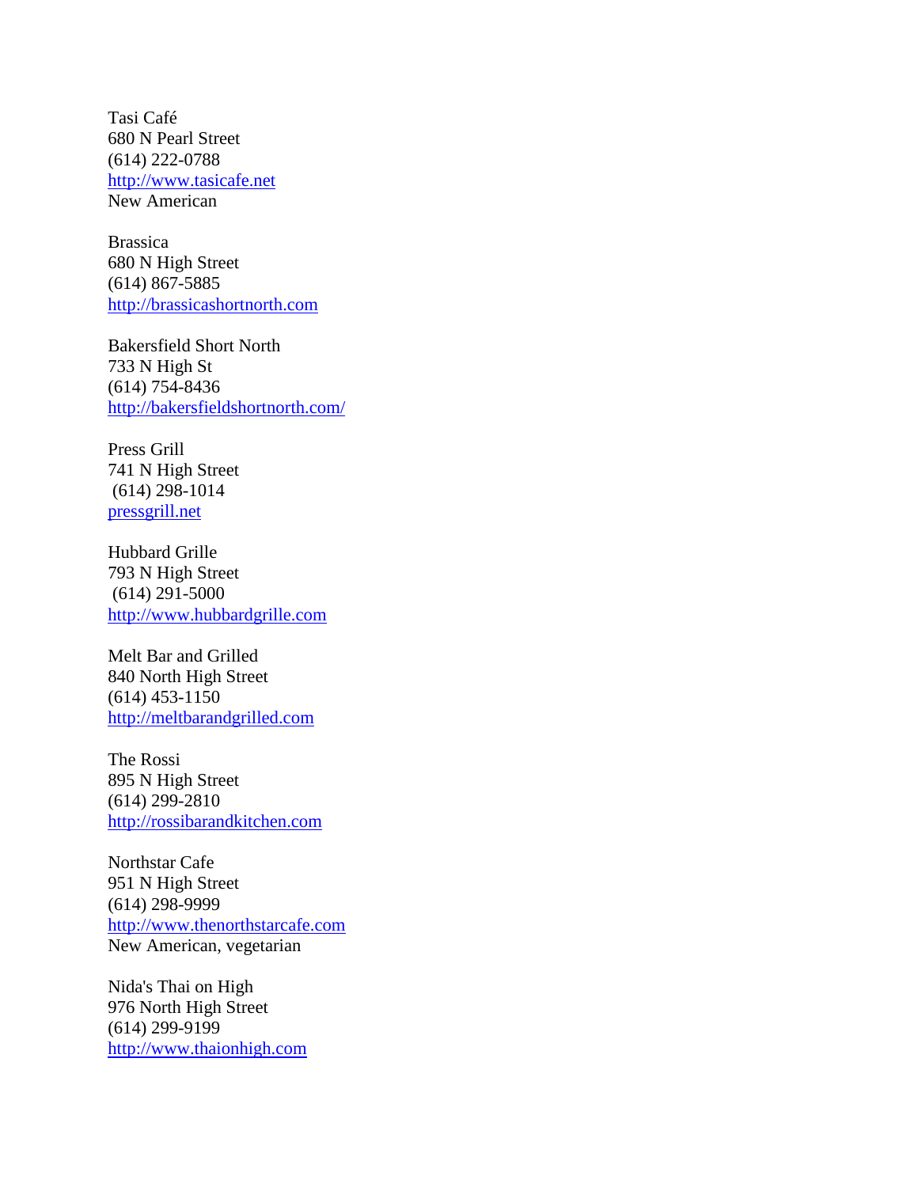Tasi Café
680 N Pearl Street
(614) 222-0788
http://www.tasicafe.net
New American

Brassica
680 N High Street
(614) 867-5885
http://brassicashortnorth.com

Bakersfield Short North
733 N High St
(614) 754-8436
http://bakersfieldshortnorth.com/

Press Grill
741 N High Street
(614) 298-1014
pressgrill.net

Hubbard Grille
793 N High Street
(614) 291-5000
http://www.hubbardgrille.com

Melt Bar and Grilled
840 North High Street
(614) 453-1150
http://meltbarandgrilled.com

The Rossi
895 N High Street
(614) 299-2810
http://rossibarandkitchen.com

Northstar Cafe
951 N High Street
(614) 298-9999
http://www.thenorthstarcafe.com
New American, vegetarian

Nida's Thai on High
976 North High Street
(614) 299-9199
http://www.thaionhigh.com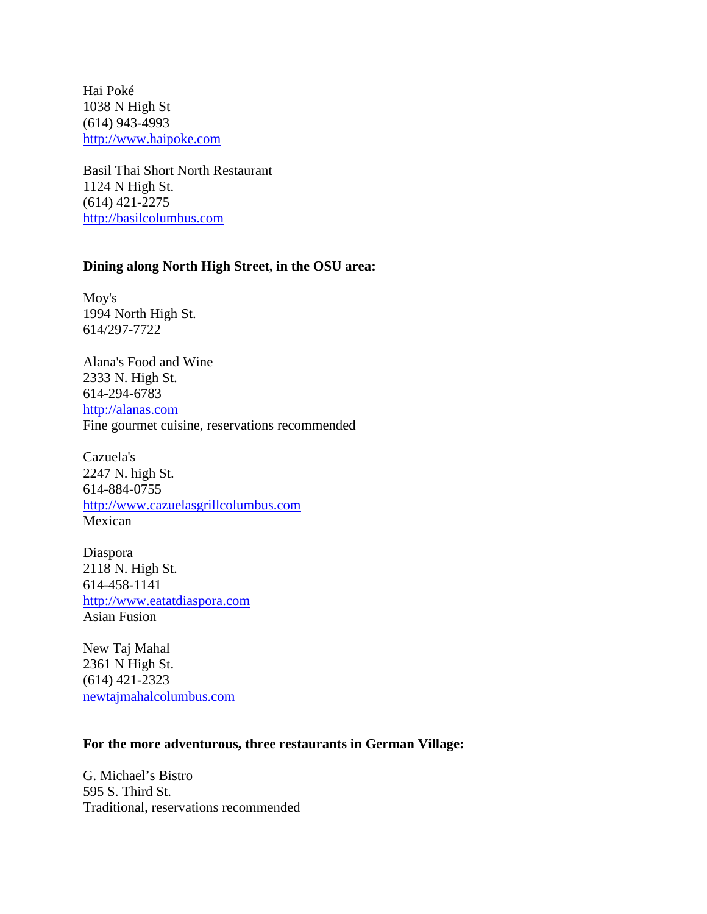Hai Poké
1038 N High St
(614) 943-4993
http://www.haipoke.com

Basil Thai Short North Restaurant
1124 N High St.
(614) 421-2275
http://basilcolumbus.com

**Dining along North High Street, in the OSU area:**

Moy's
1994 North High St.
614/297-7722

Alana's Food and Wine
2333 N. High St.
614-294-6783
http://alanas.com
Fine gourmet cuisine, reservations recommended

Cazuela's
2247 N. high St.
614-884-0755
http://www.cazuelasgrillcolumbus.com
Mexican

Diaspora
2118 N. High St.
614-458-1141
http://www.eatatdiaspora.com
Asian Fusion

New Taj Mahal
2361 N High St.
(614) 421-2323
newtajmahalcolumbus.com

**For the more adventurous, three restaurants in German Village:**

G. Michael's Bistro
595 S. Third St.
Traditional, reservations recommended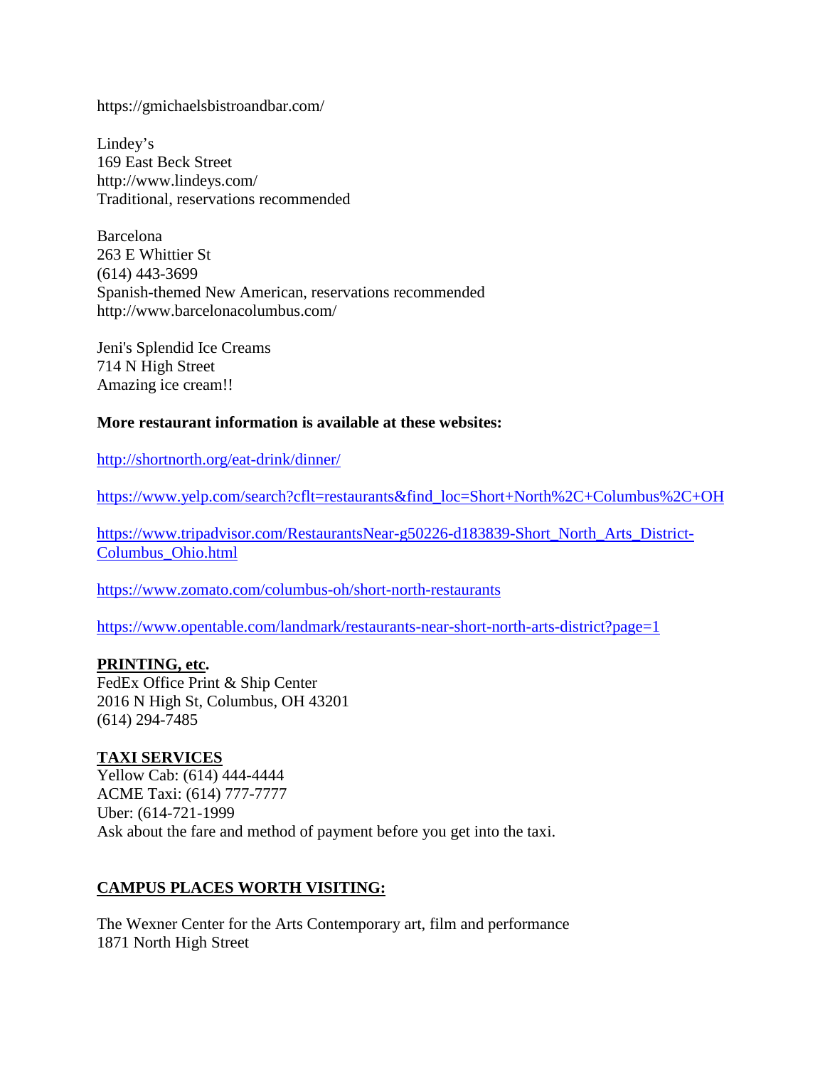https://gmichaelsbistroandbar.com/

Lindey's
169 East Beck Street
http://www.lindeys.com/
Traditional, reservations recommended

Barcelona
263 E Whittier St
(614) 443-3699
Spanish-themed New American, reservations recommended
http://www.barcelonacolumbus.com/

Jeni's Splendid Ice Creams
714 N High Street
Amazing ice cream!!

**More restaurant information is available at these websites:**

http://shortnorth.org/eat-drink/dinner/

https://www.yelp.com/search?cflt=restaurants&find_loc=Short+North%2C+Columbus%2C+OH

https://www.tripadvisor.com/RestaurantsNear-g50226-d183839-Short_North_Arts_District-Columbus_Ohio.html

https://www.zomato.com/columbus-oh/short-north-restaurants

https://www.opentable.com/landmark/restaurants-near-short-north-arts-district?page=1

**PRINTING, etc.**
FedEx Office Print & Ship Center
2016 N High St, Columbus, OH 43201
(614) 294-7485

**TAXI SERVICES**
Yellow Cab: (614) 444-4444
ACME Taxi: (614) 777-7777
Uber: (614-721-1999
Ask about the fare and method of payment before you get into the taxi.

**CAMPUS PLACES WORTH VISITING:**

The Wexner Center for the Arts Contemporary art, film and performance
1871 North High Street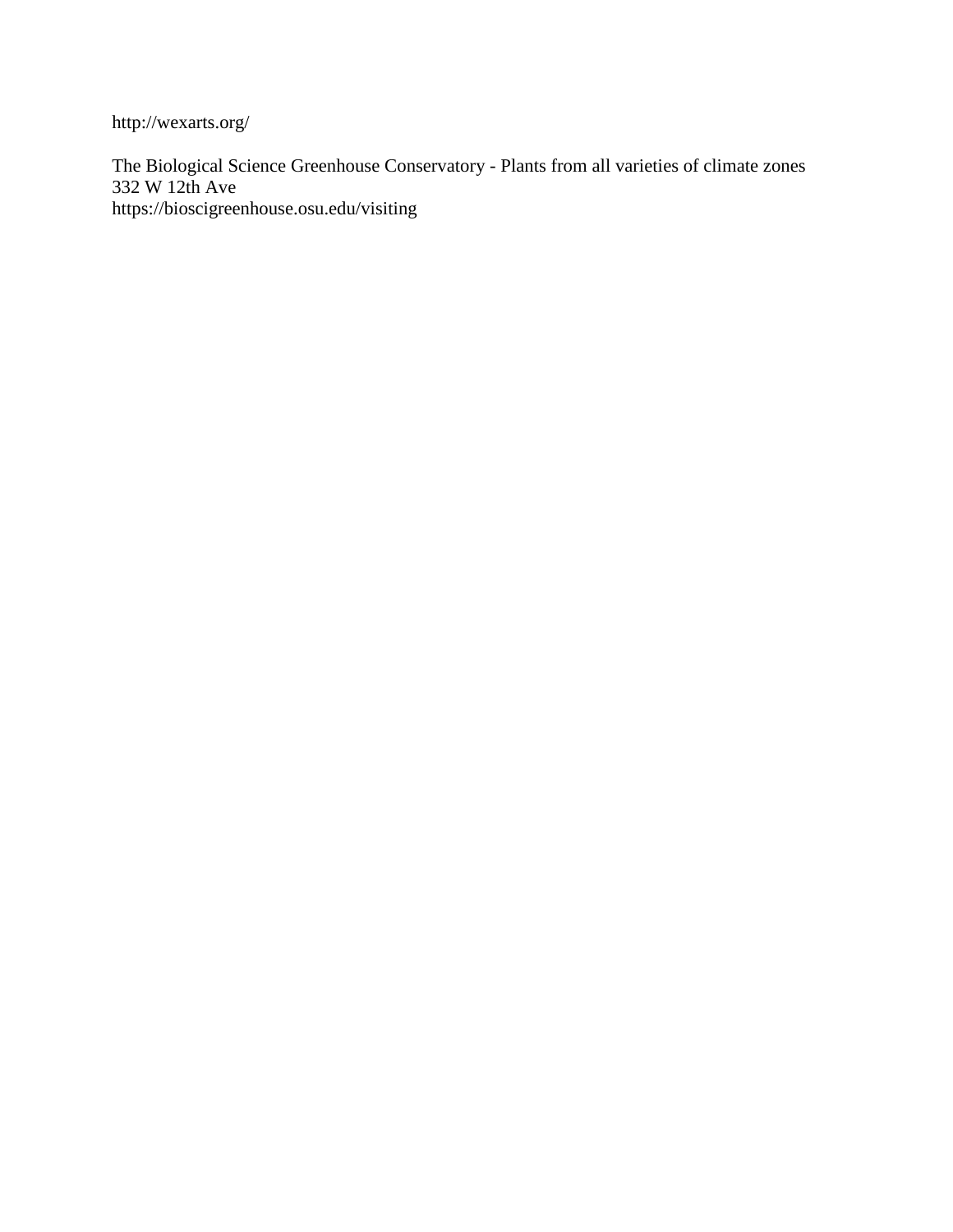http://wexarts.org/

The Biological Science Greenhouse Conservatory - Plants from all varieties of climate zones
332 W 12th Ave
https://bioscigreenhouse.osu.edu/visiting